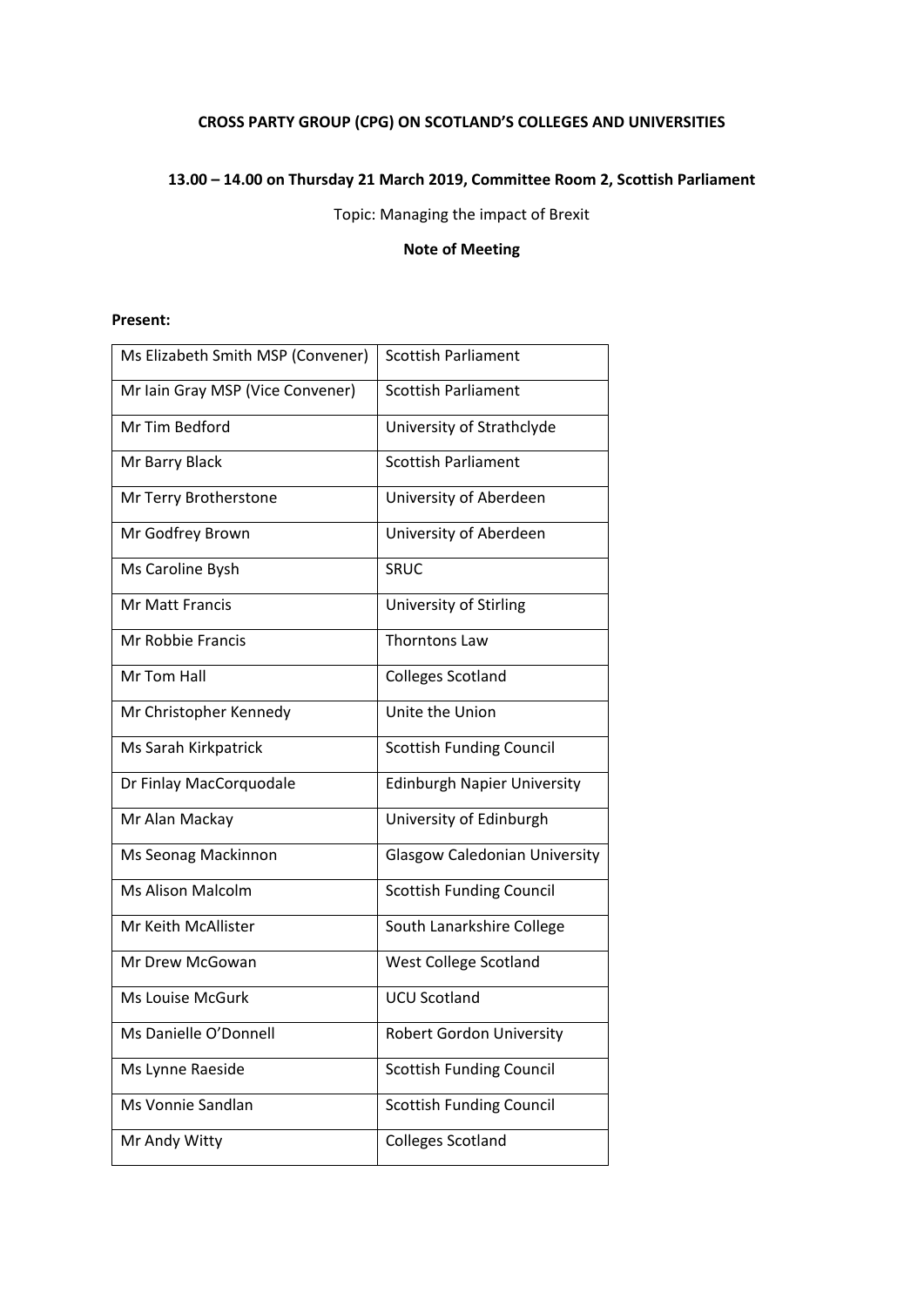**CROSS PARTY GROUP (CPG) ON SCOTLAND'S COLLEGES AND UNIVERSITIES**

**13.00 – 14.00 on Thursday 21 March 2019, Committee Room 2, Scottish Parliament**

Topic: Managing the impact of Brexit

**Note of Meeting**

**Present:**

| | |
|---|---|
| Ms Elizabeth Smith MSP (Convener) | Scottish Parliament |
| Mr Iain Gray MSP (Vice Convener) | Scottish Parliament |
| Mr Tim Bedford | University of Strathclyde |
| Mr Barry Black | Scottish Parliament |
| Mr Terry Brotherstone | University of Aberdeen |
| Mr Godfrey Brown | University of Aberdeen |
| Ms Caroline Bysh | SRUC |
| Mr Matt Francis | University of Stirling |
| Mr Robbie Francis | Thorntons Law |
| Mr Tom Hall | Colleges Scotland |
| Mr Christopher Kennedy | Unite the Union |
| Ms Sarah Kirkpatrick | Scottish Funding Council |
| Dr Finlay MacCorquodale | Edinburgh Napier University |
| Mr Alan Mackay | University of Edinburgh |
| Ms Seonag Mackinnon | Glasgow Caledonian University |
| Ms Alison Malcolm | Scottish Funding Council |
| Mr Keith McAllister | South Lanarkshire College |
| Mr Drew McGowan | West College Scotland |
| Ms Louise McGurk | UCU Scotland |
| Ms Danielle O'Donnell | Robert Gordon University |
| Ms Lynne Raeside | Scottish Funding Council |
| Ms Vonnie Sandlan | Scottish Funding Council |
| Mr Andy Witty | Colleges Scotland |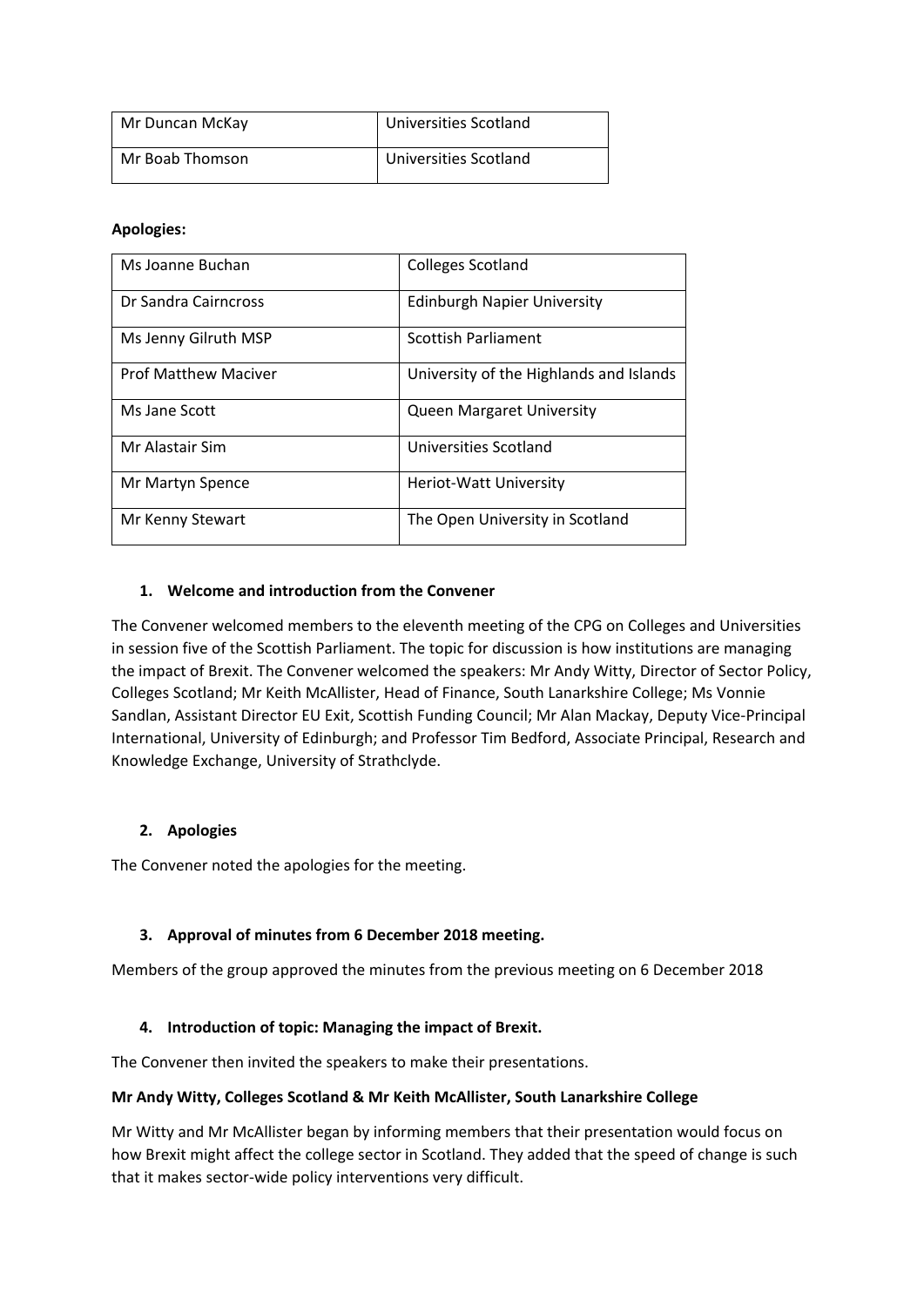| Mr Duncan McKay | Universities Scotland |
|---|---|
| Mr Boab Thomson | Universities Scotland |

**Apologies:**

| Ms Joanne Buchan | Colleges Scotland |
|---|---|
| Dr Sandra Cairncross | Edinburgh Napier University |
| Ms Jenny Gilruth MSP | Scottish Parliament |
| Prof Matthew Maciver | University of the Highlands and Islands |
| Ms Jane Scott | Queen Margaret University |
| Mr Alastair Sim | Universities Scotland |
| Mr Martyn Spence | Heriot-Watt University |
| Mr Kenny Stewart | The Open University in Scotland |

1. **Welcome and introduction from the Convener**

The Convener welcomed members to the eleventh meeting of the CPG on Colleges and Universities in session five of the Scottish Parliament. The topic for discussion is how institutions are managing the impact of Brexit. The Convener welcomed the speakers: Mr Andy Witty, Director of Sector Policy, Colleges Scotland; Mr Keith McAllister, Head of Finance, South Lanarkshire College; Ms Vonnie Sandlan, Assistant Director EU Exit, Scottish Funding Council; Mr Alan Mackay, Deputy Vice-Principal International, University of Edinburgh; and Professor Tim Bedford, Associate Principal, Research and Knowledge Exchange, University of Strathclyde.

2. **Apologies**

The Convener noted the apologies for the meeting.

3. **Approval of minutes from 6 December 2018 meeting.**

Members of the group approved the minutes from the previous meeting on 6 December 2018

4. **Introduction of topic: Managing the impact of Brexit.**

The Convener then invited the speakers to make their presentations.

**Mr Andy Witty, Colleges Scotland & Mr Keith McAllister, South Lanarkshire College**

Mr Witty and Mr McAllister began by informing members that their presentation would focus on how Brexit might affect the college sector in Scotland. They added that the speed of change is such that it makes sector-wide policy interventions very difficult.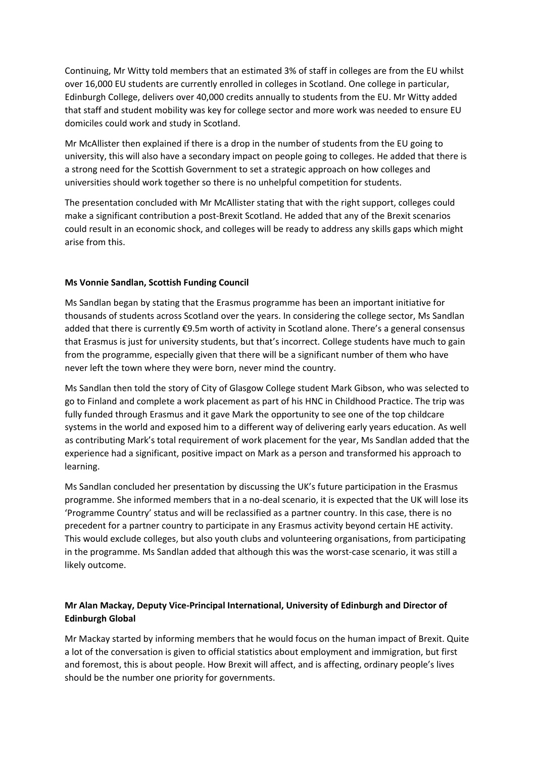Continuing, Mr Witty told members that an estimated 3% of staff in colleges are from the EU whilst over 16,000 EU students are currently enrolled in colleges in Scotland. One college in particular, Edinburgh College, delivers over 40,000 credits annually to students from the EU. Mr Witty added that staff and student mobility was key for college sector and more work was needed to ensure EU domiciles could work and study in Scotland.

Mr McAllister then explained if there is a drop in the number of students from the EU going to university, this will also have a secondary impact on people going to colleges. He added that there is a strong need for the Scottish Government to set a strategic approach on how colleges and universities should work together so there is no unhelpful competition for students.

The presentation concluded with Mr McAllister stating that with the right support, colleges could make a significant contribution a post-Brexit Scotland. He added that any of the Brexit scenarios could result in an economic shock, and colleges will be ready to address any skills gaps which might arise from this.

**Ms Vonnie Sandlan, Scottish Funding Council**

Ms Sandlan began by stating that the Erasmus programme has been an important initiative for thousands of students across Scotland over the years. In considering the college sector, Ms Sandlan added that there is currently €9.5m worth of activity in Scotland alone. There's a general consensus that Erasmus is just for university students, but that's incorrect. College students have much to gain from the programme, especially given that there will be a significant number of them who have never left the town where they were born, never mind the country.

Ms Sandlan then told the story of City of Glasgow College student Mark Gibson, who was selected to go to Finland and complete a work placement as part of his HNC in Childhood Practice. The trip was fully funded through Erasmus and it gave Mark the opportunity to see one of the top childcare systems in the world and exposed him to a different way of delivering early years education. As well as contributing Mark's total requirement of work placement for the year, Ms Sandlan added that the experience had a significant, positive impact on Mark as a person and transformed his approach to learning.

Ms Sandlan concluded her presentation by discussing the UK's future participation in the Erasmus programme. She informed members that in a no-deal scenario, it is expected that the UK will lose its 'Programme Country' status and will be reclassified as a partner country. In this case, there is no precedent for a partner country to participate in any Erasmus activity beyond certain HE activity. This would exclude colleges, but also youth clubs and volunteering organisations, from participating in the programme. Ms Sandlan added that although this was the worst-case scenario, it was still a likely outcome.

**Mr Alan Mackay, Deputy Vice-Principal International, University of Edinburgh and Director of Edinburgh Global**

Mr Mackay started by informing members that he would focus on the human impact of Brexit. Quite a lot of the conversation is given to official statistics about employment and immigration, but first and foremost, this is about people. How Brexit will affect, and is affecting, ordinary people's lives should be the number one priority for governments.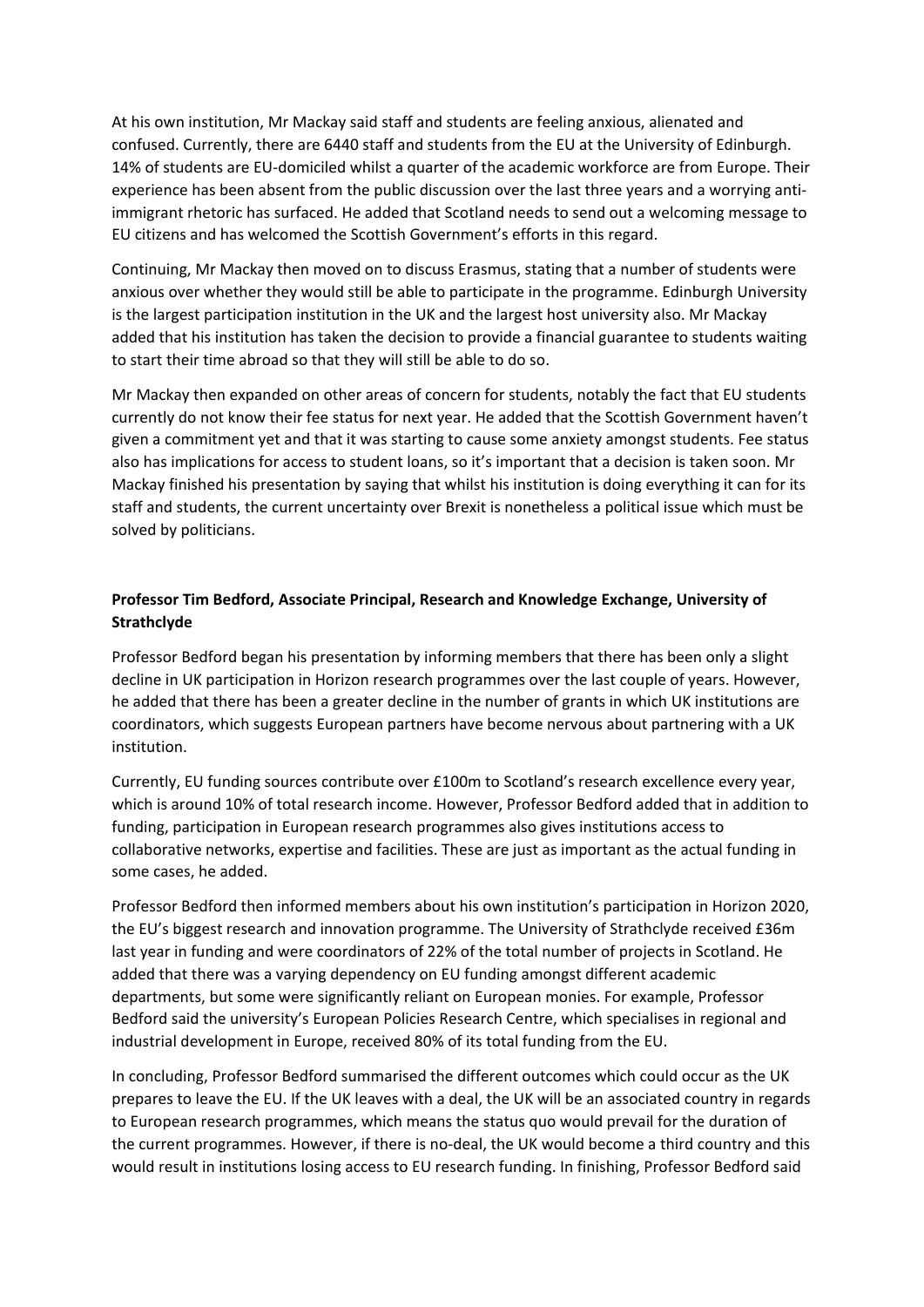At his own institution, Mr Mackay said staff and students are feeling anxious, alienated and confused. Currently, there are 6440 staff and students from the EU at the University of Edinburgh. 14% of students are EU-domiciled whilst a quarter of the academic workforce are from Europe. Their experience has been absent from the public discussion over the last three years and a worrying anti-immigrant rhetoric has surfaced. He added that Scotland needs to send out a welcoming message to EU citizens and has welcomed the Scottish Government's efforts in this regard.

Continuing, Mr Mackay then moved on to discuss Erasmus, stating that a number of students were anxious over whether they would still be able to participate in the programme. Edinburgh University is the largest participation institution in the UK and the largest host university also. Mr Mackay added that his institution has taken the decision to provide a financial guarantee to students waiting to start their time abroad so that they will still be able to do so.

Mr Mackay then expanded on other areas of concern for students, notably the fact that EU students currently do not know their fee status for next year. He added that the Scottish Government haven't given a commitment yet and that it was starting to cause some anxiety amongst students. Fee status also has implications for access to student loans, so it's important that a decision is taken soon. Mr Mackay finished his presentation by saying that whilst his institution is doing everything it can for its staff and students, the current uncertainty over Brexit is nonetheless a political issue which must be solved by politicians.

**Professor Tim Bedford, Associate Principal, Research and Knowledge Exchange, University of Strathclyde**

Professor Bedford began his presentation by informing members that there has been only a slight decline in UK participation in Horizon research programmes over the last couple of years. However, he added that there has been a greater decline in the number of grants in which UK institutions are coordinators, which suggests European partners have become nervous about partnering with a UK institution.

Currently, EU funding sources contribute over £100m to Scotland's research excellence every year, which is around 10% of total research income. However, Professor Bedford added that in addition to funding, participation in European research programmes also gives institutions access to collaborative networks, expertise and facilities. These are just as important as the actual funding in some cases, he added.

Professor Bedford then informed members about his own institution's participation in Horizon 2020, the EU's biggest research and innovation programme. The University of Strathclyde received £36m last year in funding and were coordinators of 22% of the total number of projects in Scotland. He added that there was a varying dependency on EU funding amongst different academic departments, but some were significantly reliant on European monies. For example, Professor Bedford said the university's European Policies Research Centre, which specialises in regional and industrial development in Europe, received 80% of its total funding from the EU.

In concluding, Professor Bedford summarised the different outcomes which could occur as the UK prepares to leave the EU. If the UK leaves with a deal, the UK will be an associated country in regards to European research programmes, which means the status quo would prevail for the duration of the current programmes. However, if there is no-deal, the UK would become a third country and this would result in institutions losing access to EU research funding. In finishing, Professor Bedford said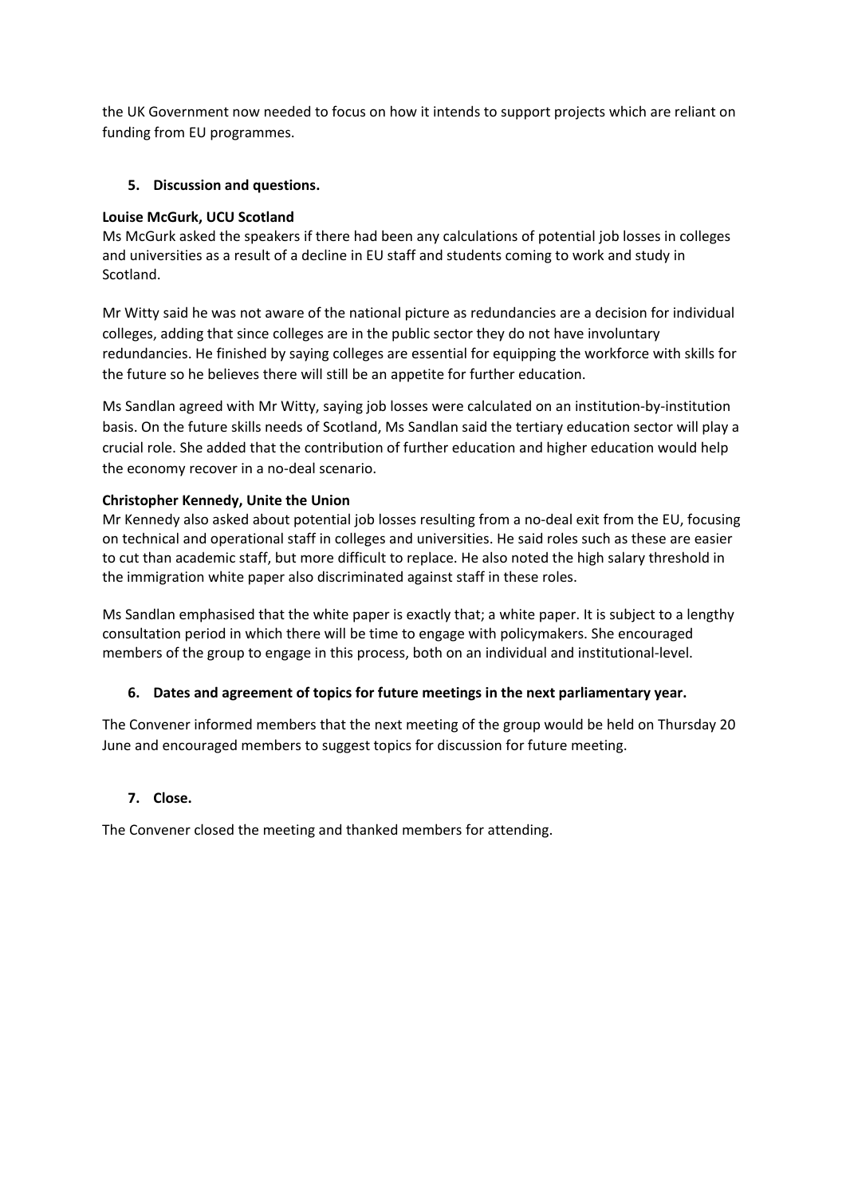the UK Government now needed to focus on how it intends to support projects which are reliant on funding from EU programmes.

## 5. Discussion and questions.

**Louise McGurk, UCU Scotland**

Ms McGurk asked the speakers if there had been any calculations of potential job losses in colleges and universities as a result of a decline in EU staff and students coming to work and study in Scotland.

Mr Witty said he was not aware of the national picture as redundancies are a decision for individual colleges, adding that since colleges are in the public sector they do not have involuntary redundancies. He finished by saying colleges are essential for equipping the workforce with skills for the future so he believes there will still be an appetite for further education.

Ms Sandlan agreed with Mr Witty, saying job losses were calculated on an institution-by-institution basis. On the future skills needs of Scotland, Ms Sandlan said the tertiary education sector will play a crucial role. She added that the contribution of further education and higher education would help the economy recover in a no-deal scenario.

**Christopher Kennedy, Unite the Union**

Mr Kennedy also asked about potential job losses resulting from a no-deal exit from the EU, focusing on technical and operational staff in colleges and universities. He said roles such as these are easier to cut than academic staff, but more difficult to replace. He also noted the high salary threshold in the immigration white paper also discriminated against staff in these roles.

Ms Sandlan emphasised that the white paper is exactly that; a white paper. It is subject to a lengthy consultation period in which there will be time to engage with policymakers. She encouraged members of the group to engage in this process, both on an individual and institutional-level.

## 6. Dates and agreement of topics for future meetings in the next parliamentary year.

The Convener informed members that the next meeting of the group would be held on Thursday 20 June and encouraged members to suggest topics for discussion for future meeting.

## 7. Close.

The Convener closed the meeting and thanked members for attending.